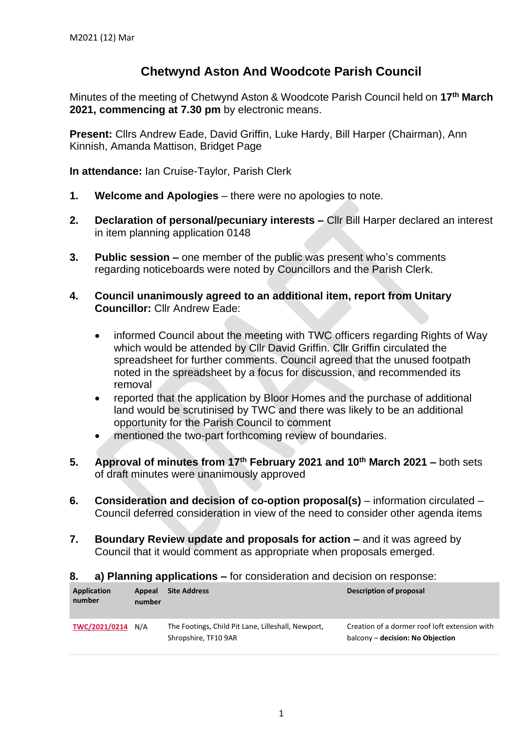M2021 (12) Mar

# Chetwynd Aston And Woodcote Parish Council

Minutes of the meeting of Chetwynd Aston & Woodcote Parish Council held on **17th March 2021, commencing at 7.30 pm** by electronic means.

**Present:** Cllrs Andrew Eade, David Griffin, Luke Hardy, Bill Harper (Chairman), Ann Kinnish, Amanda Mattison, Bridget Page

**In attendance:** Ian Cruise-Taylor, Parish Clerk

1. **Welcome and Apologies** – there were no apologies to note.

2. **Declaration of personal/pecuniary interests –** Cllr Bill Harper declared an interest in item planning application 0148

3. **Public session –** one member of the public was present who's comments regarding noticeboards were noted by Councillors and the Parish Clerk.

4. **Council unanimously agreed to an additional item, report from Unitary Councillor:** Cllr Andrew Eade:

   - informed Council about the meeting with TWC officers regarding Rights of Way which would be attended by Cllr David Griffin. Cllr Griffin circulated the spreadsheet for further comments. Council agreed that the unused footpath noted in the spreadsheet by a focus for discussion, and recommended its removal
   - reported that the application by Bloor Homes and the purchase of additional land would be scrutinised by TWC and there was likely to be an additional opportunity for the Parish Council to comment
   - mentioned the two-part forthcoming review of boundaries.

5. **Approval of minutes from 17th February 2021 and 10th March 2021 –** both sets of draft minutes were unanimously approved

6. **Consideration and decision of co-option proposal(s)** – information circulated – Council deferred consideration in view of the need to consider other agenda items

7. **Boundary Review update and proposals for action –** and it was agreed by Council that it would comment as appropriate when proposals emerged.

8. **a) Planning applications –** for consideration and decision on response:

| Application number | Appeal number | Site Address | Description of proposal |
|---|---|---|---|
| TWC/2021/0214 | N/A | The Footings, Child Pit Lane, Lilleshall, Newport, Shropshire, TF10 9AR | Creation of a dormer roof loft extension with balcony – **decision: No Objection** |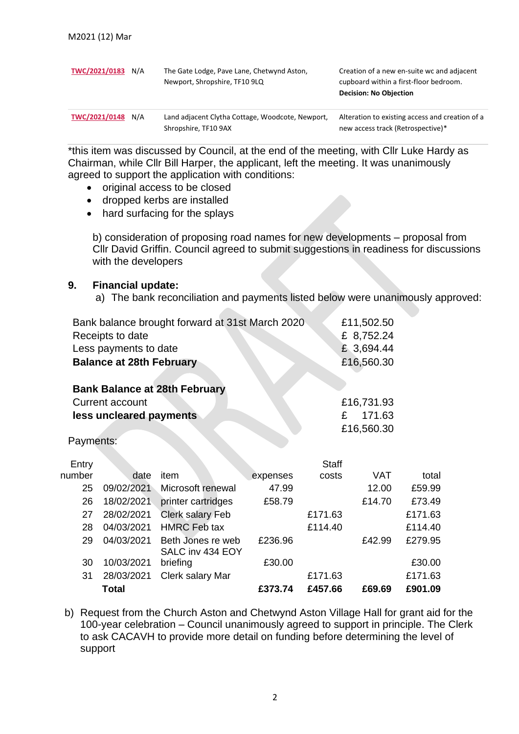| | | | |
|---|---|---|---|
| TWC/2021/0183 | N/A | The Gate Lodge, Pave Lane, Chetwynd Aston, Newport, Shropshire, TF10 9LQ | Creation of a new en-suite wc and adjacent cupboard within a first-floor bedroom. **Decision: No Objection** |
| TWC/2021/0148 | N/A | Land adjacent Clytha Cottage, Woodcote, Newport, Shropshire, TF10 9AX | Alteration to existing access and creation of a new access track (Retrospective)* |

*this item was discussed by Council, at the end of the meeting, with Cllr Luke Hardy as Chairman, while Cllr Bill Harper, the applicant, left the meeting. It was unanimously agreed to support the application with conditions:

- original access to be closed
- dropped kerbs are installed
- hard surfacing for the splays

b) consideration of proposing road names for new developments – proposal from Cllr David Griffin. Council agreed to submit suggestions in readiness for discussions with the developers

## 9. Financial update:

a) The bank reconciliation and payments listed below were unanimously approved:

| | |
|---|---|
| Bank balance brought forward at 31st March 2020 | £11,502.50 |
| Receipts to date | £ 8,752.24 |
| Less payments to date | £ 3,694.44 |
| **Balance at 28th February** | £16,560.30 |

| | |
|---|---|
| **Bank Balance at 28th February** | |
| Current account | £16,731.93 |
| **less uncleared payments** | £ 171.63 |
| | £16,560.30 |

Payments:

| Entry number | date | item | expenses | Staff costs | VAT | total |
|---|---|---|---|---|---|---|
| 25 | 09/02/2021 | Microsoft renewal | 47.99 | | 12.00 | £59.99 |
| 26 | 18/02/2021 | printer cartridges | £58.79 | | £14.70 | £73.49 |
| 27 | 28/02/2021 | Clerk salary Feb | | £171.63 | | £171.63 |
| 28 | 04/03/2021 | HMRC Feb tax | | £114.40 | | £114.40 |
| 29 | 04/03/2021 | Beth Jones re web | £236.96 | | £42.99 | £279.95 |
| 30 | 10/03/2021 | SALC inv 434 EOY briefing | £30.00 | | | £30.00 |
| 31 | 28/03/2021 | Clerk salary Mar | | £171.63 | | £171.63 |
| | **Total** | | **£373.74** | **£457.66** | **£69.69** | **£901.09** |

b) Request from the Church Aston and Chetwynd Aston Village Hall for grant aid for the 100-year celebration – Council unanimously agreed to support in principle. The Clerk to ask CACAVH to provide more detail on funding before determining the level of support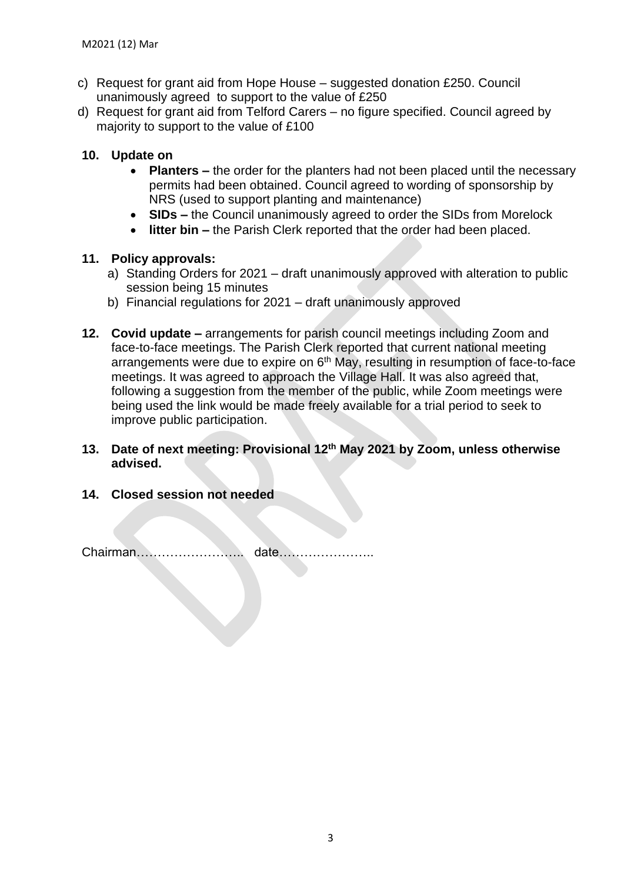c) Request for grant aid from Hope House – suggested donation £250. Council unanimously agreed  to support to the value of £250
d) Request for grant aid from Telford Carers – no figure specified. Council agreed by majority to support to the value of £100

**10. Update on**

- **Planters –** the order for the planters had not been placed until the necessary permits had been obtained. Council agreed to wording of sponsorship by NRS (used to support planting and maintenance)
- **SIDs –** the Council unanimously agreed to order the SIDs from Morelock
- **litter bin –** the Parish Clerk reported that the order had been placed.

**11. Policy approvals:**

a) Standing Orders for 2021 – draft unanimously approved with alteration to public session being 15 minutes
b) Financial regulations for 2021 – draft unanimously approved

**12. Covid update –** arrangements for parish council meetings including Zoom and face-to-face meetings. The Parish Clerk reported that current national meeting arrangements were due to expire on 6th May, resulting in resumption of face-to-face meetings. It was agreed to approach the Village Hall. It was also agreed that, following a suggestion from the member of the public, while Zoom meetings were being used the link would be made freely available for a trial period to seek to improve public participation.

**13. Date of next meeting: Provisional 12th May 2021 by Zoom, unless otherwise advised.**

**14. Closed session not needed**

Chairman…………………….  date…………………..